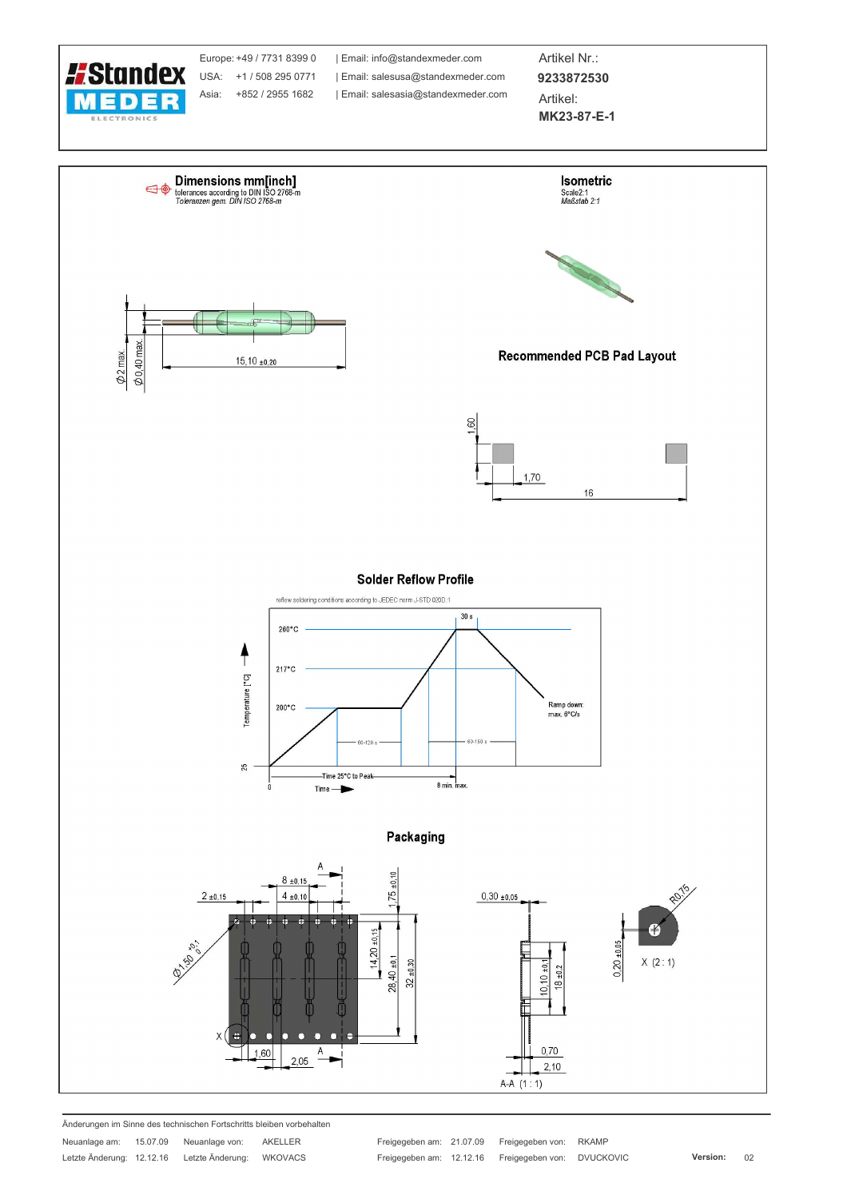Europe: +49 / 7731 8399 0 | Email: info@standexmeder.com
USA: +1 / 508 295 0771 | Email: salesusa@standexmeder.com
Asia: +852 / 2955 1682 | Email: salesasia@standexmeder.com

Artikel Nr.: **9233872530**

Artikel: **MK23-87-E-1**

## Dimensions mm[inch]

tolerances according to DIN ISO 2768-m
*Toleranzen gem. DIN ISO 2768-m*

Ø2 max.
Ø0,40 max.
15,10 ±0,20

## Isometric

Scale2:1
*Maßstab 2:1*

## Recommended PCB Pad Layout

1,60
1,70
16

## Solder Reflow Profile

reflow soldering conditions according to JEDEC norm J-STD 020D.1

260°C
217°C
200°C
25
30 s
60-120 s
60-150 s
Ramp down: max. 6°C/s
Temperature [°C]
Time 25°C to Peak
8 min. max.
0
Time

## Packaging

A
8 ±0,15
4 ±0,10
2 ±0,15
1,75 ±0,10
14,20 ±0,15
28,40 ±0,1
32 ±0,30
Ø1,50 +0,1/0
X
1,60
2,05
A
0,30 ±0,05
10,10 ±0,1
18 ±0,2
0,70
2,10
A-A (1 : 1)
R0,75
0,20 ±0,05
X (2 : 1)

Änderungen im Sinne des technischen Fortschritts bleiben vorbehalten

| Neuanlage am: | 15.07.09 | Neuanlage von: | AKELLER | Freigegeben am: | 21.07.09 | Freigegeben von: | RKAMP | | |
|---|---|---|---|---|---|---|---|---|---|
| Letzte Änderung: | 12.12.16 | Letzte Änderung: | WKOVACS | Freigegeben am: | 12.12.16 | Freigegeben von: | DVUCKOVIC | **Version:** | 02 |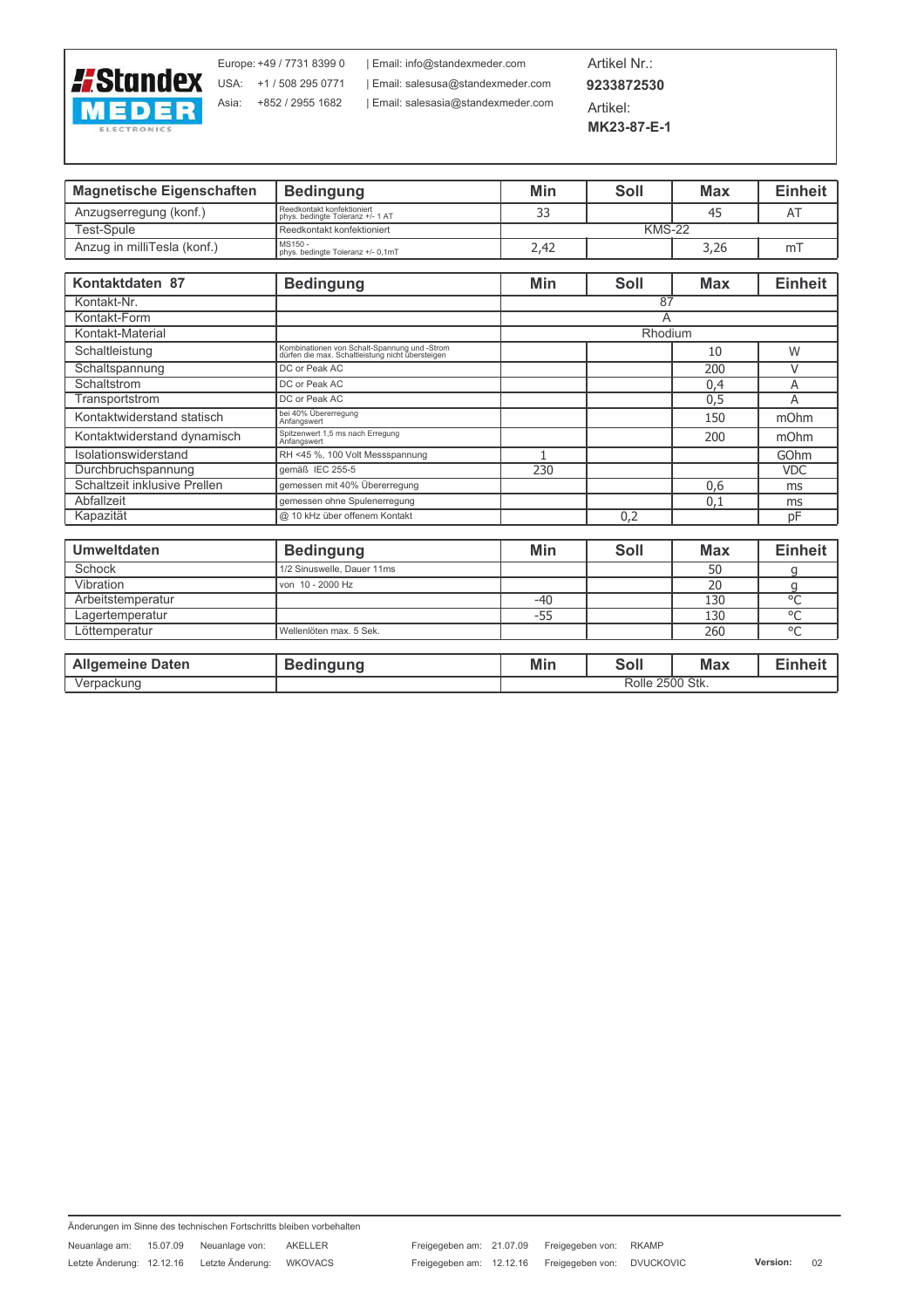Europe: +49 / 7731 8399 0 | Email: info@standexmeder.com
USA: +1 / 508 295 0771 | Email: salesusa@standexmeder.com
Asia: +852 / 2955 1682 | Email: salesasia@standexmeder.com

Artikel Nr.: **9233872530**
Artikel: **MK23-87-E-1**

| Magnetische Eigenschaften | Bedingung | Min | Soll | Max | Einheit |
|---|---|---|---|---|---|
| Anzugserregung (konf.) | Reedkontakt konfektioniert phys. bedingte Toleranz +/- 1 AT | 33 | | 45 | AT |
| Test-Spule | Reedkontakt konfektioniert | | KMS-22 | | |
| Anzug in milliTesla (konf.) | MS150 - phys. bedingte Toleranz +/- 0,1mT | 2,42 | | 3,26 | mT |

| Kontaktdaten 87 | Bedingung | Min | Soll | Max | Einheit |
|---|---|---|---|---|---|
| Kontakt-Nr. | | | 87 | | |
| Kontakt-Form | | | A | | |
| Kontakt-Material | | | Rhodium | | |
| Schaltleistung | Kombinationen von Schalt-Spannung und -Strom dürfen die max. Schaltleistung nicht übersteigen | | | 10 | W |
| Schaltspannung | DC or Peak AC | | | 200 | V |
| Schaltstrom | DC or Peak AC | | | 0,4 | A |
| Transportstrom | DC or Peak AC | | | 0,5 | A |
| Kontaktwiderstand statisch | bei 40% Übererregung Anfangswert | | | 150 | mOhm |
| Kontaktwiderstand dynamisch | Spitzenwert 1,5 ms nach Erregung Anfangswert | | | 200 | mOhm |
| Isolationswiderstand | RH <45 %, 100 Volt Messspannung | 1 | | | GOhm |
| Durchbruchspannung | gemäß IEC 255-5 | 230 | | | VDC |
| Schaltzeit inklusive Prellen | gemessen mit 40% Übererregung | | | 0,6 | ms |
| Abfallzeit | gemessen ohne Spulenerregung | | | 0,1 | ms |
| Kapazität | @ 10 kHz über offenem Kontakt | | 0,2 | | pF |

| Umweltdaten | Bedingung | Min | Soll | Max | Einheit |
|---|---|---|---|---|---|
| Schock | 1/2 Sinuswelle, Dauer 11ms | | | 50 | g |
| Vibration | von 10 - 2000 Hz | | | 20 | g |
| Arbeitstemperatur | | -40 | | 130 | °C |
| Lagertemperatur | | -55 | | 130 | °C |
| Löttemperatur | Wellenlöten max. 5 Sek. | | | 260 | °C |

| Allgemeine Daten | Bedingung | Min | Soll | Max | Einheit |
|---|---|---|---|---|---|
| Verpackung | | | Rolle 2500 Stk. | | |

Änderungen im Sinne des technischen Fortschritts bleiben vorbehalten

| | | | | | | | |
|---|---|---|---|---|---|---|---|
| Neuanlage am: | 15.07.09 | Neuanlage von: | AKELLER | Freigegeben am: | 21.07.09 | Freigegeben von: | RKAMP |
| Letzte Änderung: | 12.12.16 | Letzte Änderung: | WKOVACS | Freigegeben am: | 12.12.16 | Freigegeben von: | DVUCKOVIC |

**Version:** 02